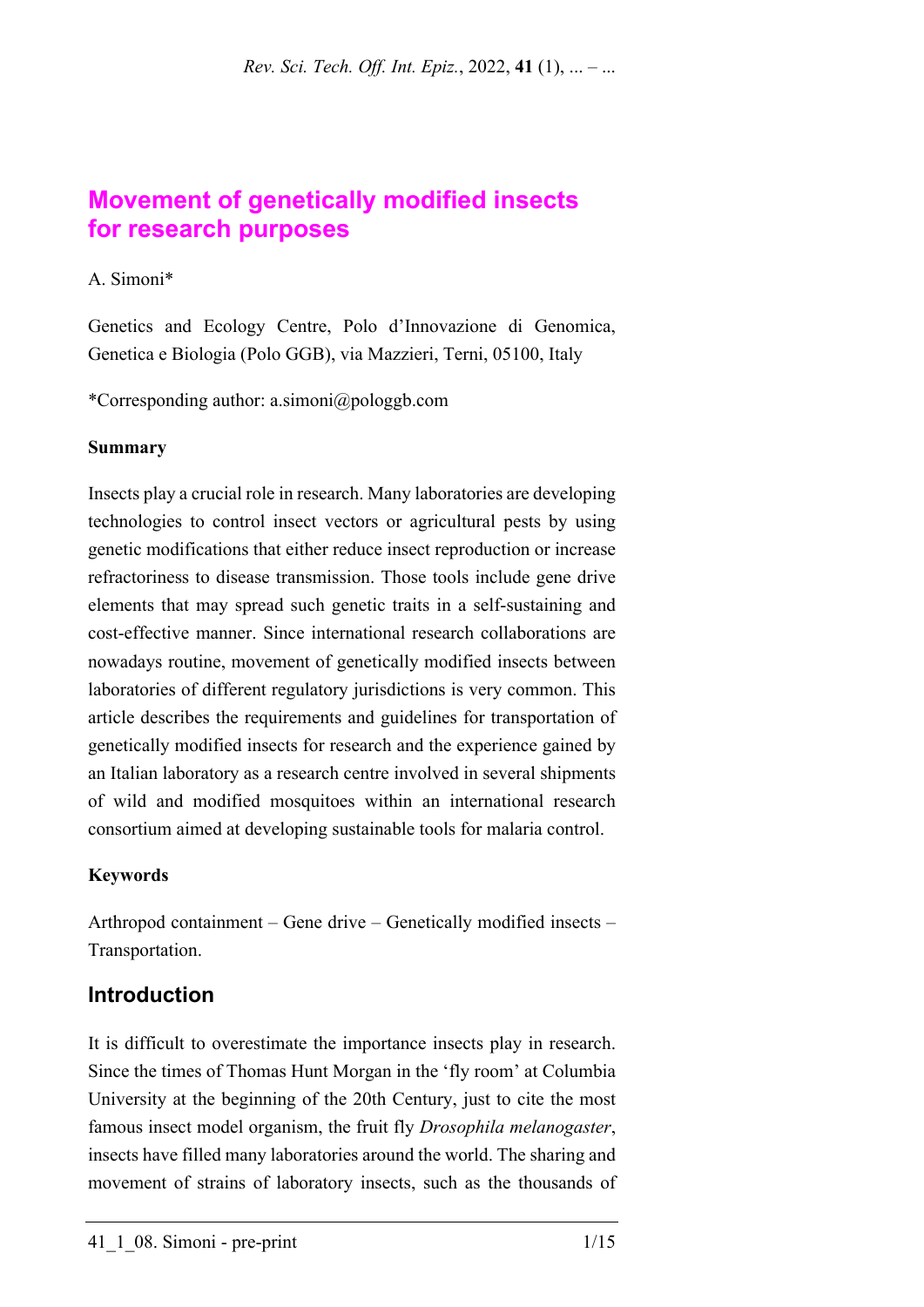# Movement of genetically modified insects for research purposes

A. Simoni*

Genetics and Ecology Centre, Polo d'Innovazione di Genomica, Genetica e Biologia (Polo GGB), via Mazzieri, Terni, 05100, Italy

*Corresponding author: a.simoni@pologgb.com

**Summary**

Insects play a crucial role in research. Many laboratories are developing technologies to control insect vectors or agricultural pests by using genetic modifications that either reduce insect reproduction or increase refractoriness to disease transmission. Those tools include gene drive elements that may spread such genetic traits in a self-sustaining and cost-effective manner. Since international research collaborations are nowadays routine, movement of genetically modified insects between laboratories of different regulatory jurisdictions is very common. This article describes the requirements and guidelines for transportation of genetically modified insects for research and the experience gained by an Italian laboratory as a research centre involved in several shipments of wild and modified mosquitoes within an international research consortium aimed at developing sustainable tools for malaria control.

**Keywords**

Arthropod containment – Gene drive – Genetically modified insects – Transportation.

## Introduction

It is difficult to overestimate the importance insects play in research. Since the times of Thomas Hunt Morgan in the 'fly room' at Columbia University at the beginning of the 20th Century, just to cite the most famous insect model organism, the fruit fly *Drosophila melanogaster*, insects have filled many laboratories around the world. The sharing and movement of strains of laboratory insects, such as the thousands of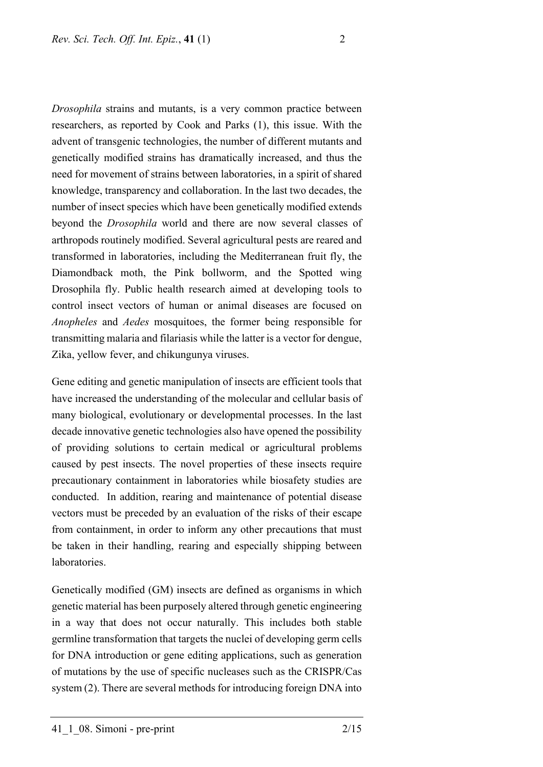*Drosophila* strains and mutants, is a very common practice between researchers, as reported by Cook and Parks (1), this issue. With the advent of transgenic technologies, the number of different mutants and genetically modified strains has dramatically increased, and thus the need for movement of strains between laboratories, in a spirit of shared knowledge, transparency and collaboration. In the last two decades, the number of insect species which have been genetically modified extends beyond the *Drosophila* world and there are now several classes of arthropods routinely modified. Several agricultural pests are reared and transformed in laboratories, including the Mediterranean fruit fly, the Diamondback moth, the Pink bollworm, and the Spotted wing Drosophila fly. Public health research aimed at developing tools to control insect vectors of human or animal diseases are focused on *Anopheles* and *Aedes* mosquitoes, the former being responsible for transmitting malaria and filariasis while the latter is a vector for dengue, Zika, yellow fever, and chikungunya viruses.

Gene editing and genetic manipulation of insects are efficient tools that have increased the understanding of the molecular and cellular basis of many biological, evolutionary or developmental processes. In the last decade innovative genetic technologies also have opened the possibility of providing solutions to certain medical or agricultural problems caused by pest insects. The novel properties of these insects require precautionary containment in laboratories while biosafety studies are conducted. In addition, rearing and maintenance of potential disease vectors must be preceded by an evaluation of the risks of their escape from containment, in order to inform any other precautions that must be taken in their handling, rearing and especially shipping between laboratories.

Genetically modified (GM) insects are defined as organisms in which genetic material has been purposely altered through genetic engineering in a way that does not occur naturally. This includes both stable germline transformation that targets the nuclei of developing germ cells for DNA introduction or gene editing applications, such as generation of mutations by the use of specific nucleases such as the CRISPR/Cas system (2). There are several methods for introducing foreign DNA into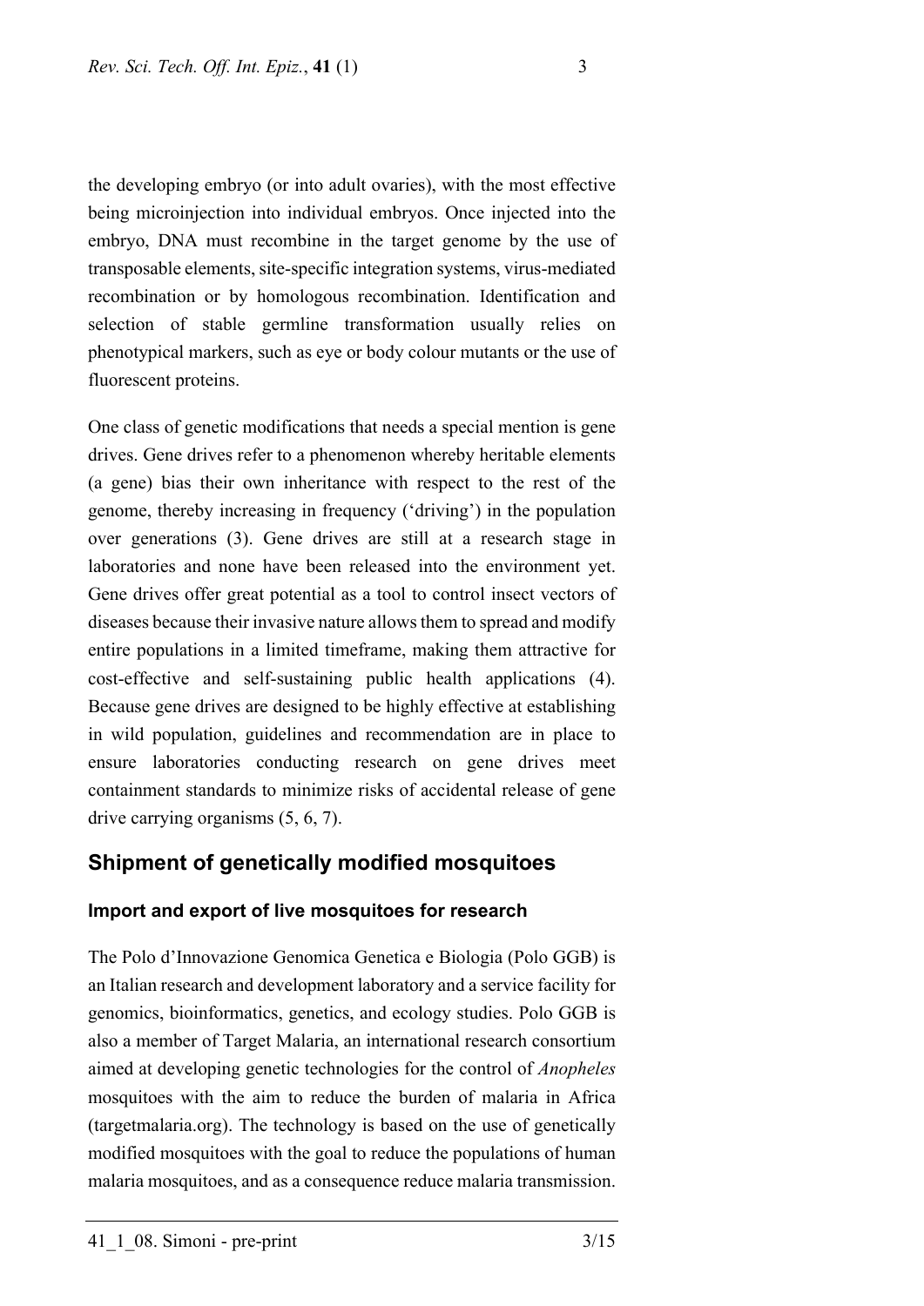the developing embryo (or into adult ovaries), with the most effective being microinjection into individual embryos. Once injected into the embryo, DNA must recombine in the target genome by the use of transposable elements, site-specific integration systems, virus-mediated recombination or by homologous recombination. Identification and selection of stable germline transformation usually relies on phenotypical markers, such as eye or body colour mutants or the use of fluorescent proteins.

One class of genetic modifications that needs a special mention is gene drives. Gene drives refer to a phenomenon whereby heritable elements (a gene) bias their own inheritance with respect to the rest of the genome, thereby increasing in frequency ('driving') in the population over generations (3). Gene drives are still at a research stage in laboratories and none have been released into the environment yet. Gene drives offer great potential as a tool to control insect vectors of diseases because their invasive nature allows them to spread and modify entire populations in a limited timeframe, making them attractive for cost-effective and self-sustaining public health applications (4). Because gene drives are designed to be highly effective at establishing in wild population, guidelines and recommendation are in place to ensure laboratories conducting research on gene drives meet containment standards to minimize risks of accidental release of gene drive carrying organisms (5, 6, 7).

## Shipment of genetically modified mosquitoes

### Import and export of live mosquitoes for research

The Polo d'Innovazione Genomica Genetica e Biologia (Polo GGB) is an Italian research and development laboratory and a service facility for genomics, bioinformatics, genetics, and ecology studies. Polo GGB is also a member of Target Malaria, an international research consortium aimed at developing genetic technologies for the control of *Anopheles* mosquitoes with the aim to reduce the burden of malaria in Africa (targetmalaria.org). The technology is based on the use of genetically modified mosquitoes with the goal to reduce the populations of human malaria mosquitoes, and as a consequence reduce malaria transmission.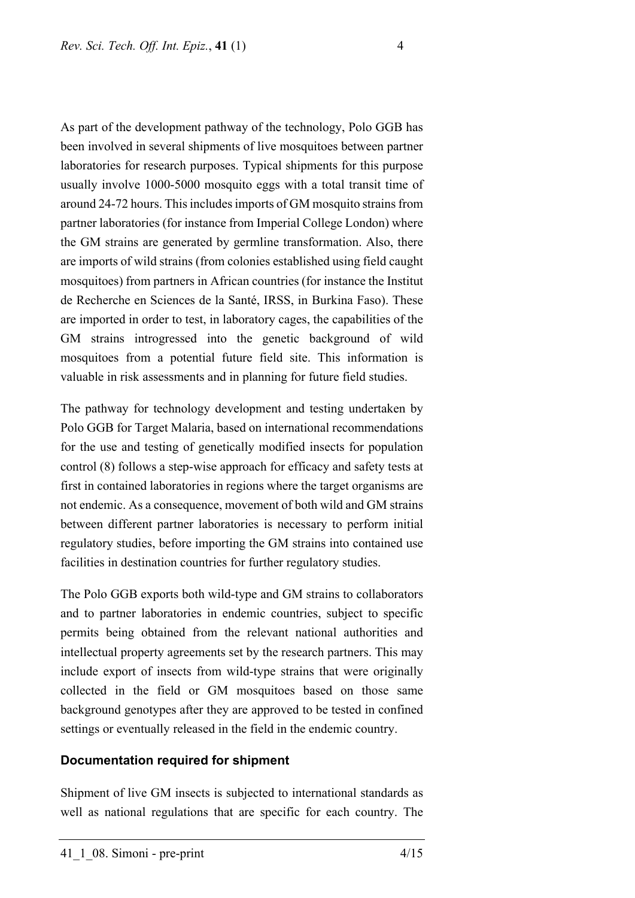As part of the development pathway of the technology, Polo GGB has been involved in several shipments of live mosquitoes between partner laboratories for research purposes. Typical shipments for this purpose usually involve 1000-5000 mosquito eggs with a total transit time of around 24-72 hours. This includes imports of GM mosquito strains from partner laboratories (for instance from Imperial College London) where the GM strains are generated by germline transformation. Also, there are imports of wild strains (from colonies established using field caught mosquitoes) from partners in African countries (for instance the Institut de Recherche en Sciences de la Santé, IRSS, in Burkina Faso). These are imported in order to test, in laboratory cages, the capabilities of the GM strains introgressed into the genetic background of wild mosquitoes from a potential future field site. This information is valuable in risk assessments and in planning for future field studies.

The pathway for technology development and testing undertaken by Polo GGB for Target Malaria, based on international recommendations for the use and testing of genetically modified insects for population control (8) follows a step-wise approach for efficacy and safety tests at first in contained laboratories in regions where the target organisms are not endemic. As a consequence, movement of both wild and GM strains between different partner laboratories is necessary to perform initial regulatory studies, before importing the GM strains into contained use facilities in destination countries for further regulatory studies.

The Polo GGB exports both wild-type and GM strains to collaborators and to partner laboratories in endemic countries, subject to specific permits being obtained from the relevant national authorities and intellectual property agreements set by the research partners. This may include export of insects from wild-type strains that were originally collected in the field or GM mosquitoes based on those same background genotypes after they are approved to be tested in confined settings or eventually released in the field in the endemic country.

## Documentation required for shipment

Shipment of live GM insects is subjected to international standards as well as national regulations that are specific for each country. The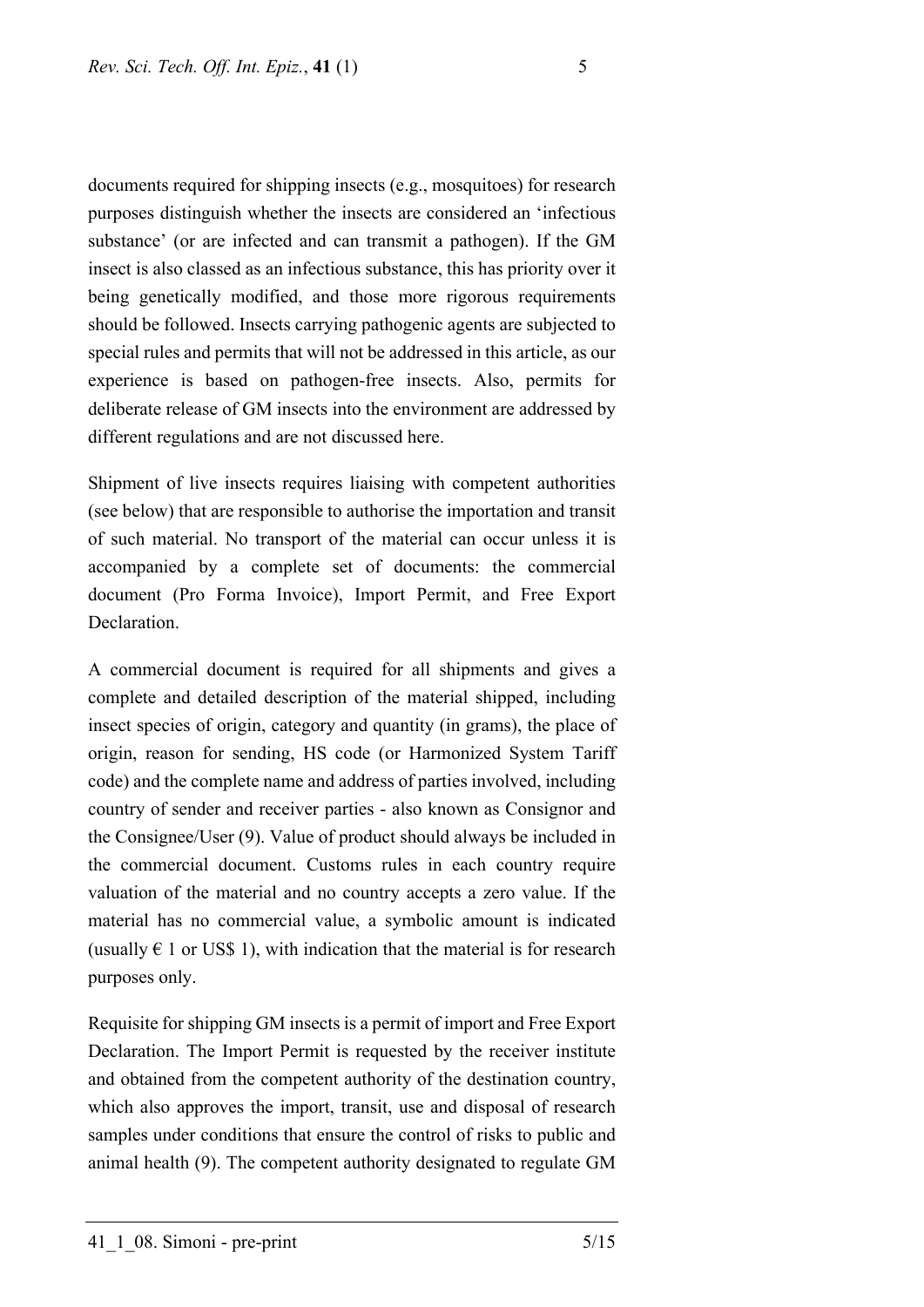documents required for shipping insects (e.g., mosquitoes) for research purposes distinguish whether the insects are considered an 'infectious substance' (or are infected and can transmit a pathogen). If the GM insect is also classed as an infectious substance, this has priority over it being genetically modified, and those more rigorous requirements should be followed. Insects carrying pathogenic agents are subjected to special rules and permits that will not be addressed in this article, as our experience is based on pathogen-free insects. Also, permits for deliberate release of GM insects into the environment are addressed by different regulations and are not discussed here.

Shipment of live insects requires liaising with competent authorities (see below) that are responsible to authorise the importation and transit of such material. No transport of the material can occur unless it is accompanied by a complete set of documents: the commercial document (Pro Forma Invoice), Import Permit, and Free Export Declaration.

A commercial document is required for all shipments and gives a complete and detailed description of the material shipped, including insect species of origin, category and quantity (in grams), the place of origin, reason for sending, HS code (or Harmonized System Tariff code) and the complete name and address of parties involved, including country of sender and receiver parties - also known as Consignor and the Consignee/User (9). Value of product should always be included in the commercial document. Customs rules in each country require valuation of the material and no country accepts a zero value. If the material has no commercial value, a symbolic amount is indicated (usually € 1 or US$ 1), with indication that the material is for research purposes only.

Requisite for shipping GM insects is a permit of import and Free Export Declaration. The Import Permit is requested by the receiver institute and obtained from the competent authority of the destination country, which also approves the import, transit, use and disposal of research samples under conditions that ensure the control of risks to public and animal health (9). The competent authority designated to regulate GM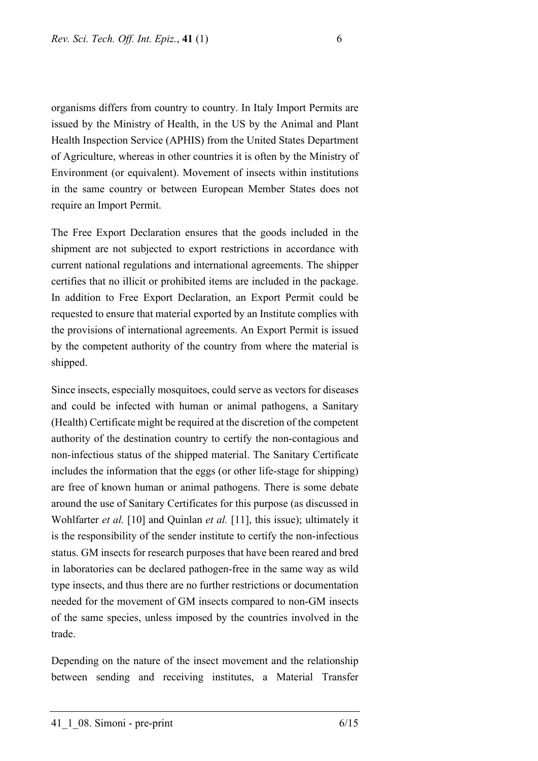organisms differs from country to country. In Italy Import Permits are issued by the Ministry of Health, in the US by the Animal and Plant Health Inspection Service (APHIS) from the United States Department of Agriculture, whereas in other countries it is often by the Ministry of Environment (or equivalent). Movement of insects within institutions in the same country or between European Member States does not require an Import Permit.

The Free Export Declaration ensures that the goods included in the shipment are not subjected to export restrictions in accordance with current national regulations and international agreements. The shipper certifies that no illicit or prohibited items are included in the package. In addition to Free Export Declaration, an Export Permit could be requested to ensure that material exported by an Institute complies with the provisions of international agreements. An Export Permit is issued by the competent authority of the country from where the material is shipped.

Since insects, especially mosquitoes, could serve as vectors for diseases and could be infected with human or animal pathogens, a Sanitary (Health) Certificate might be required at the discretion of the competent authority of the destination country to certify the non-contagious and non-infectious status of the shipped material. The Sanitary Certificate includes the information that the eggs (or other life-stage for shipping) are free of known human or animal pathogens. There is some debate around the use of Sanitary Certificates for this purpose (as discussed in Wohlfarter *et al.* [10] and Quinlan *et al.* [11], this issue); ultimately it is the responsibility of the sender institute to certify the non-infectious status. GM insects for research purposes that have been reared and bred in laboratories can be declared pathogen-free in the same way as wild type insects, and thus there are no further restrictions or documentation needed for the movement of GM insects compared to non-GM insects of the same species, unless imposed by the countries involved in the trade.

Depending on the nature of the insect movement and the relationship between sending and receiving institutes, a Material Transfer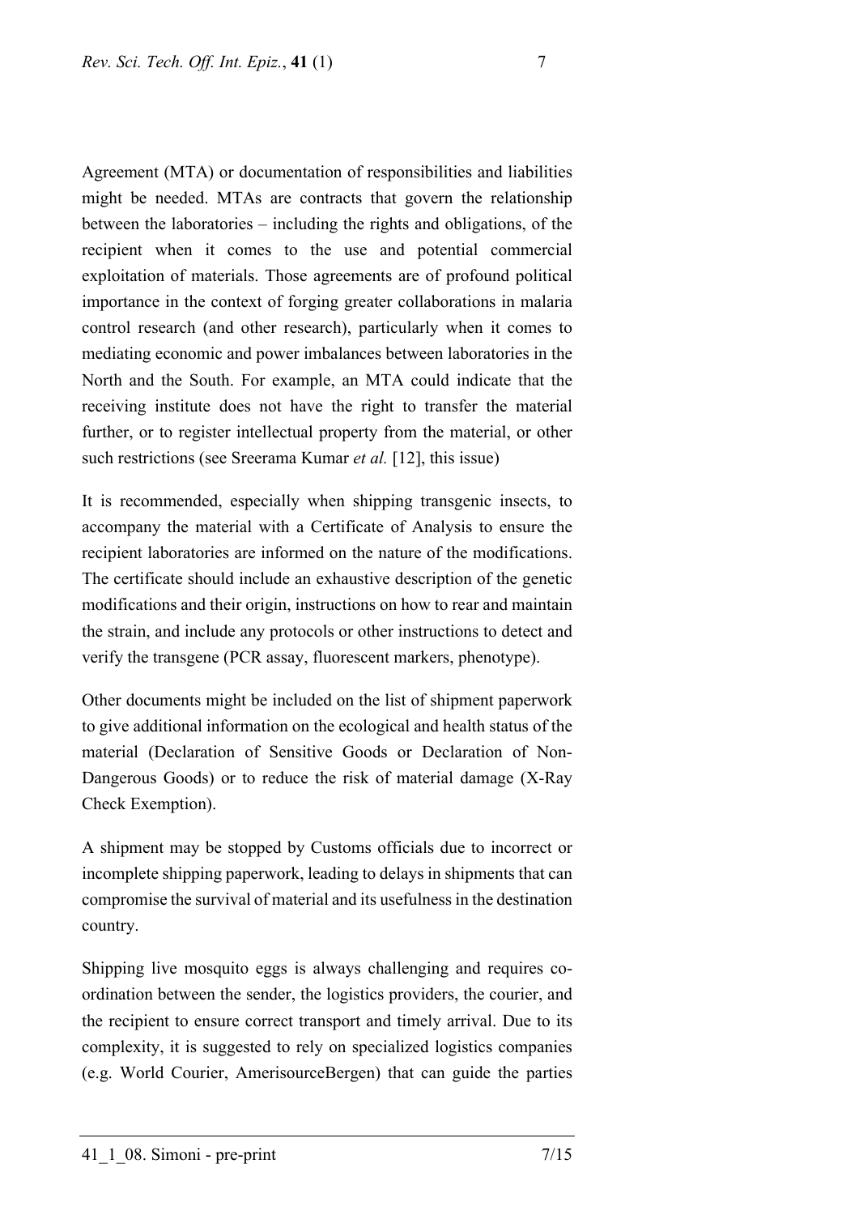Agreement (MTA) or documentation of responsibilities and liabilities might be needed. MTAs are contracts that govern the relationship between the laboratories – including the rights and obligations, of the recipient when it comes to the use and potential commercial exploitation of materials. Those agreements are of profound political importance in the context of forging greater collaborations in malaria control research (and other research), particularly when it comes to mediating economic and power imbalances between laboratories in the North and the South. For example, an MTA could indicate that the receiving institute does not have the right to transfer the material further, or to register intellectual property from the material, or other such restrictions (see Sreerama Kumar *et al.* [12], this issue)

It is recommended, especially when shipping transgenic insects, to accompany the material with a Certificate of Analysis to ensure the recipient laboratories are informed on the nature of the modifications. The certificate should include an exhaustive description of the genetic modifications and their origin, instructions on how to rear and maintain the strain, and include any protocols or other instructions to detect and verify the transgene (PCR assay, fluorescent markers, phenotype).

Other documents might be included on the list of shipment paperwork to give additional information on the ecological and health status of the material (Declaration of Sensitive Goods or Declaration of Non-Dangerous Goods) or to reduce the risk of material damage (X-Ray Check Exemption).

A shipment may be stopped by Customs officials due to incorrect or incomplete shipping paperwork, leading to delays in shipments that can compromise the survival of material and its usefulness in the destination country.

Shipping live mosquito eggs is always challenging and requires co-ordination between the sender, the logistics providers, the courier, and the recipient to ensure correct transport and timely arrival. Due to its complexity, it is suggested to rely on specialized logistics companies (e.g. World Courier, AmerisourceBergen) that can guide the parties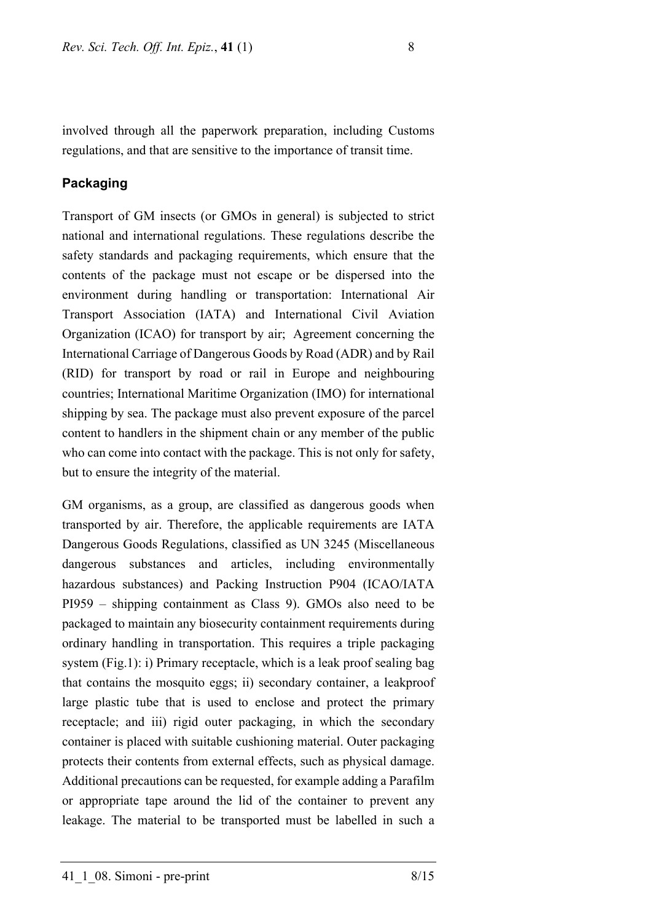involved through all the paperwork preparation, including Customs regulations, and that are sensitive to the importance of transit time.

### Packaging

Transport of GM insects (or GMOs in general) is subjected to strict national and international regulations. These regulations describe the safety standards and packaging requirements, which ensure that the contents of the package must not escape or be dispersed into the environment during handling or transportation: International Air Transport Association (IATA) and International Civil Aviation Organization (ICAO) for transport by air; Agreement concerning the International Carriage of Dangerous Goods by Road (ADR) and by Rail (RID) for transport by road or rail in Europe and neighbouring countries; International Maritime Organization (IMO) for international shipping by sea. The package must also prevent exposure of the parcel content to handlers in the shipment chain or any member of the public who can come into contact with the package. This is not only for safety, but to ensure the integrity of the material.

GM organisms, as a group, are classified as dangerous goods when transported by air. Therefore, the applicable requirements are IATA Dangerous Goods Regulations, classified as UN 3245 (Miscellaneous dangerous substances and articles, including environmentally hazardous substances) and Packing Instruction P904 (ICAO/IATA PI959 – shipping containment as Class 9). GMOs also need to be packaged to maintain any biosecurity containment requirements during ordinary handling in transportation. This requires a triple packaging system (Fig.1): i) Primary receptacle, which is a leak proof sealing bag that contains the mosquito eggs; ii) secondary container, a leakproof large plastic tube that is used to enclose and protect the primary receptacle; and iii) rigid outer packaging, in which the secondary container is placed with suitable cushioning material. Outer packaging protects their contents from external effects, such as physical damage. Additional precautions can be requested, for example adding a Parafilm or appropriate tape around the lid of the container to prevent any leakage. The material to be transported must be labelled in such a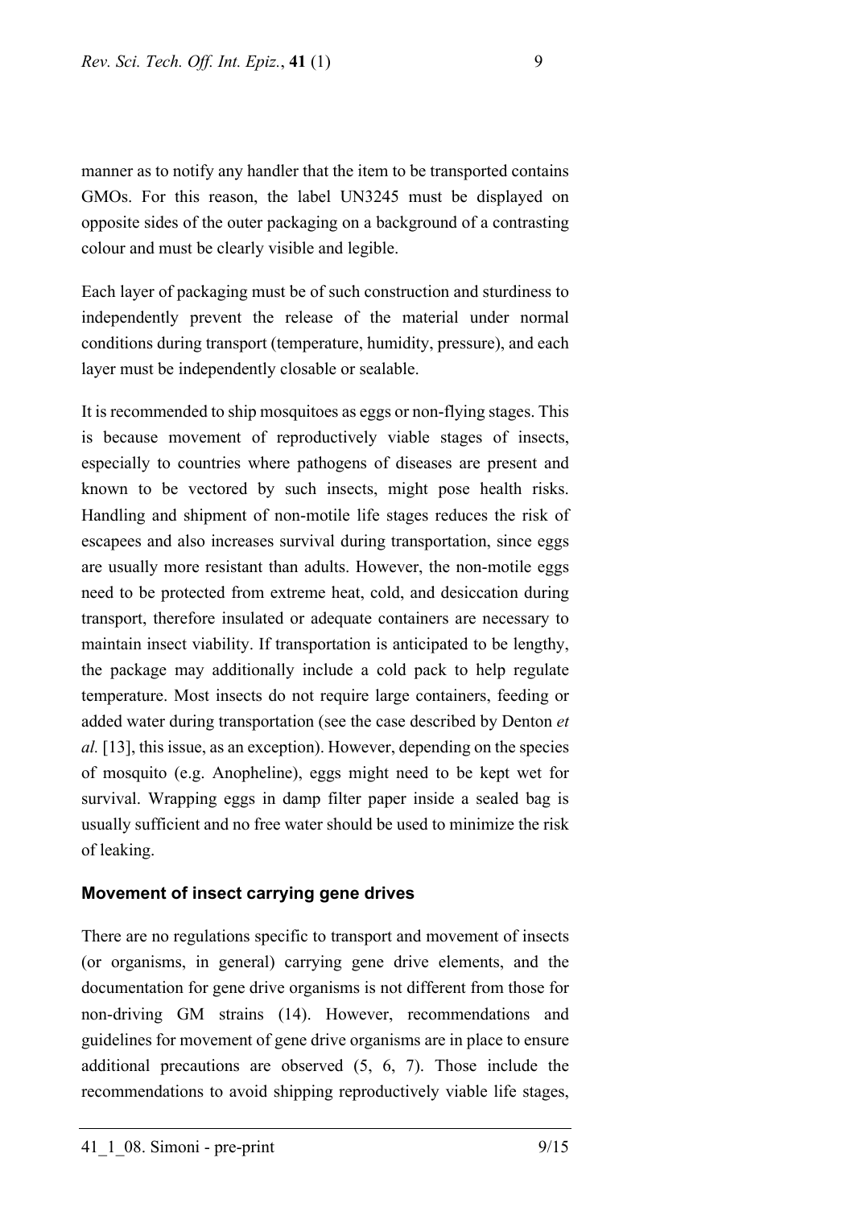manner as to notify any handler that the item to be transported contains GMOs. For this reason, the label UN3245 must be displayed on opposite sides of the outer packaging on a background of a contrasting colour and must be clearly visible and legible.

Each layer of packaging must be of such construction and sturdiness to independently prevent the release of the material under normal conditions during transport (temperature, humidity, pressure), and each layer must be independently closable or sealable.

It is recommended to ship mosquitoes as eggs or non-flying stages. This is because movement of reproductively viable stages of insects, especially to countries where pathogens of diseases are present and known to be vectored by such insects, might pose health risks. Handling and shipment of non-motile life stages reduces the risk of escapees and also increases survival during transportation, since eggs are usually more resistant than adults. However, the non-motile eggs need to be protected from extreme heat, cold, and desiccation during transport, therefore insulated or adequate containers are necessary to maintain insect viability. If transportation is anticipated to be lengthy, the package may additionally include a cold pack to help regulate temperature. Most insects do not require large containers, feeding or added water during transportation (see the case described by Denton *et al.* [13], this issue, as an exception). However, depending on the species of mosquito (e.g. Anopheline), eggs might need to be kept wet for survival. Wrapping eggs in damp filter paper inside a sealed bag is usually sufficient and no free water should be used to minimize the risk of leaking.

## Movement of insect carrying gene drives

There are no regulations specific to transport and movement of insects (or organisms, in general) carrying gene drive elements, and the documentation for gene drive organisms is not different from those for non-driving GM strains (14). However, recommendations and guidelines for movement of gene drive organisms are in place to ensure additional precautions are observed (5, 6, 7). Those include the recommendations to avoid shipping reproductively viable life stages,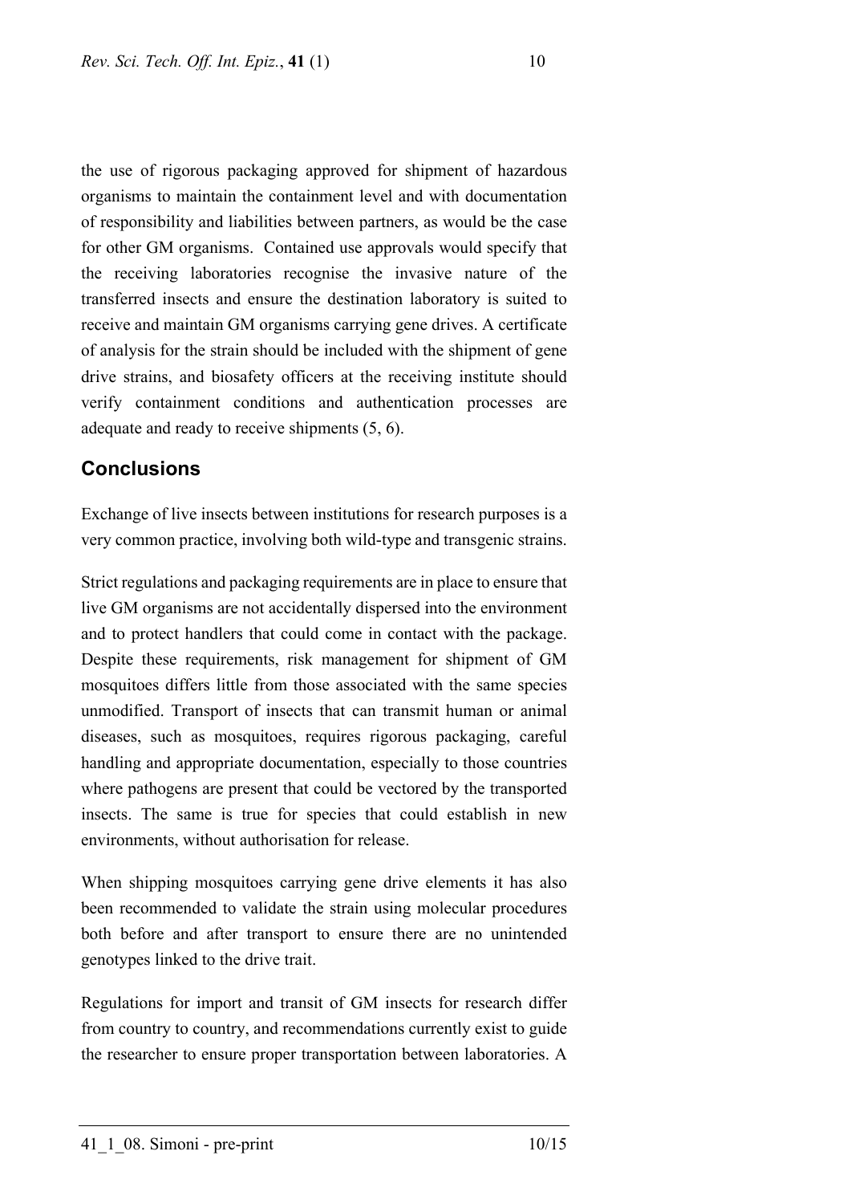the use of rigorous packaging approved for shipment of hazardous organisms to maintain the containment level and with documentation of responsibility and liabilities between partners, as would be the case for other GM organisms. Contained use approvals would specify that the receiving laboratories recognise the invasive nature of the transferred insects and ensure the destination laboratory is suited to receive and maintain GM organisms carrying gene drives. A certificate of analysis for the strain should be included with the shipment of gene drive strains, and biosafety officers at the receiving institute should verify containment conditions and authentication processes are adequate and ready to receive shipments (5, 6).

## Conclusions

Exchange of live insects between institutions for research purposes is a very common practice, involving both wild-type and transgenic strains.

Strict regulations and packaging requirements are in place to ensure that live GM organisms are not accidentally dispersed into the environment and to protect handlers that could come in contact with the package. Despite these requirements, risk management for shipment of GM mosquitoes differs little from those associated with the same species unmodified. Transport of insects that can transmit human or animal diseases, such as mosquitoes, requires rigorous packaging, careful handling and appropriate documentation, especially to those countries where pathogens are present that could be vectored by the transported insects. The same is true for species that could establish in new environments, without authorisation for release.

When shipping mosquitoes carrying gene drive elements it has also been recommended to validate the strain using molecular procedures both before and after transport to ensure there are no unintended genotypes linked to the drive trait.

Regulations for import and transit of GM insects for research differ from country to country, and recommendations currently exist to guide the researcher to ensure proper transportation between laboratories. A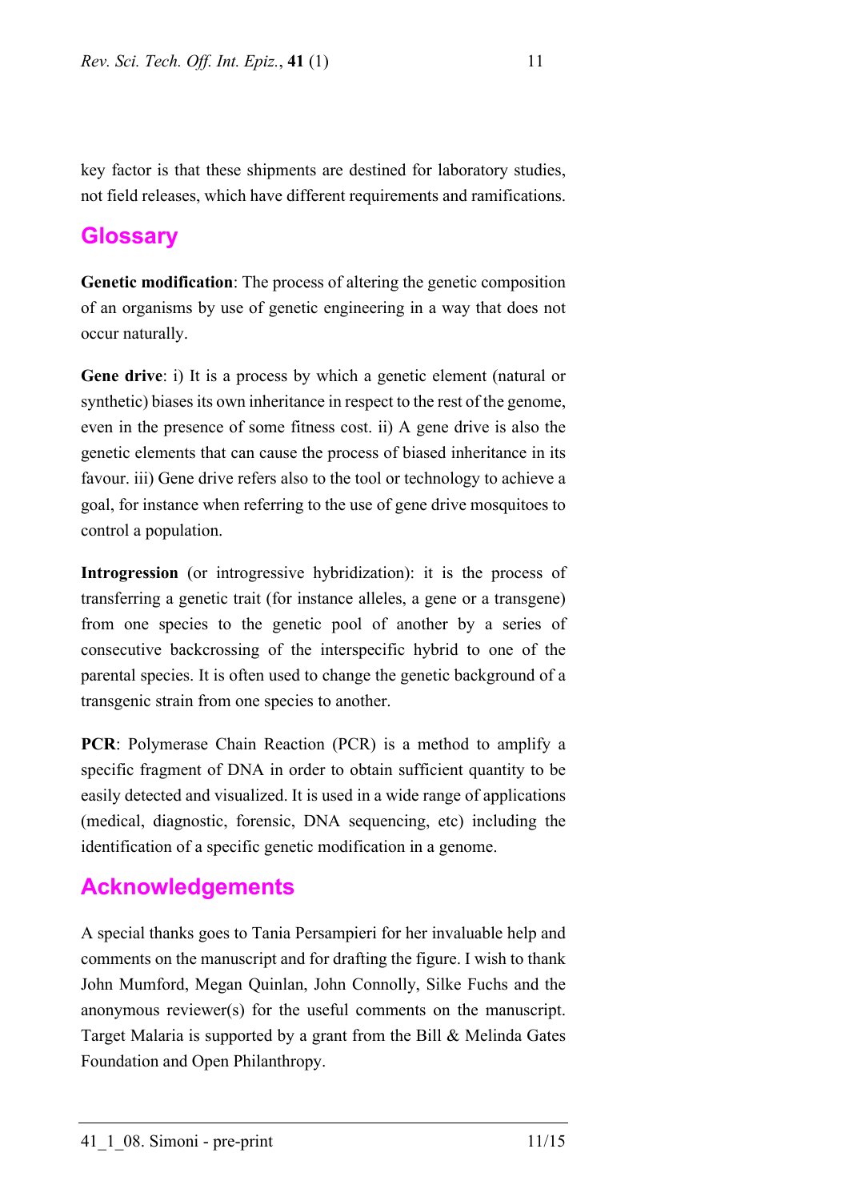key factor is that these shipments are destined for laboratory studies, not field releases, which have different requirements and ramifications.

## Glossary

**Genetic modification**: The process of altering the genetic composition of an organisms by use of genetic engineering in a way that does not occur naturally.

**Gene drive**: i) It is a process by which a genetic element (natural or synthetic) biases its own inheritance in respect to the rest of the genome, even in the presence of some fitness cost. ii) A gene drive is also the genetic elements that can cause the process of biased inheritance in its favour. iii) Gene drive refers also to the tool or technology to achieve a goal, for instance when referring to the use of gene drive mosquitoes to control a population.

**Introgression** (or introgressive hybridization): it is the process of transferring a genetic trait (for instance alleles, a gene or a transgene) from one species to the genetic pool of another by a series of consecutive backcrossing of the interspecific hybrid to one of the parental species. It is often used to change the genetic background of a transgenic strain from one species to another.

**PCR**: Polymerase Chain Reaction (PCR) is a method to amplify a specific fragment of DNA in order to obtain sufficient quantity to be easily detected and visualized. It is used in a wide range of applications (medical, diagnostic, forensic, DNA sequencing, etc) including the identification of a specific genetic modification in a genome.

## Acknowledgements

A special thanks goes to Tania Persampieri for her invaluable help and comments on the manuscript and for drafting the figure. I wish to thank John Mumford, Megan Quinlan, John Connolly, Silke Fuchs and the anonymous reviewer(s) for the useful comments on the manuscript. Target Malaria is supported by a grant from the Bill & Melinda Gates Foundation and Open Philanthropy.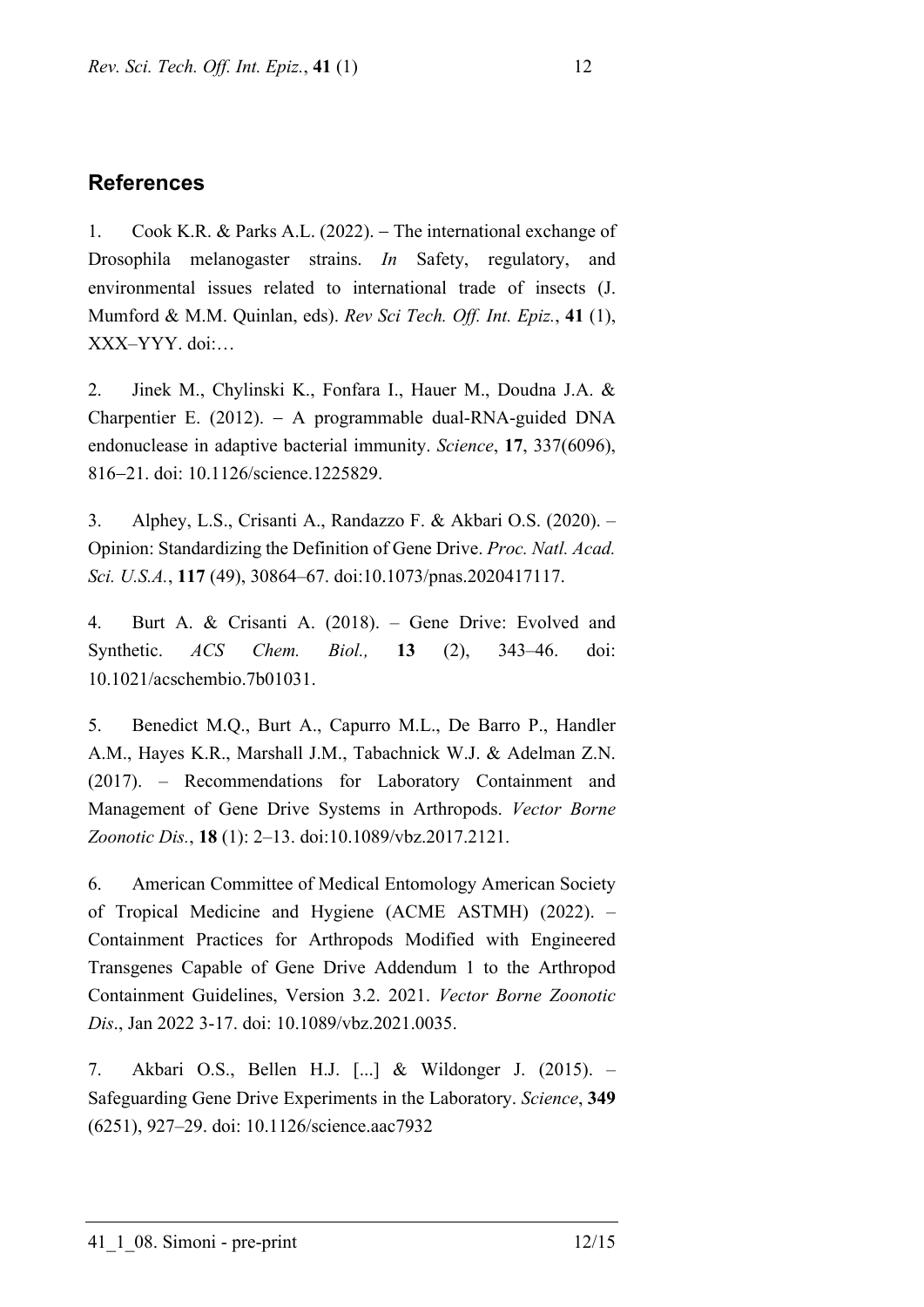## References

1. Cook K.R. & Parks A.L. (2022). – The international exchange of Drosophila melanogaster strains. *In* Safety, regulatory, and environmental issues related to international trade of insects (J. Mumford & M.M. Quinlan, eds). *Rev Sci Tech. Off. Int. Epiz.*, **41** (1), XXX–YYY. doi:…

2. Jinek M., Chylinski K., Fonfara I., Hauer M., Doudna J.A. & Charpentier E. (2012). – A programmable dual-RNA-guided DNA endonuclease in adaptive bacterial immunity. *Science*, **17**, 337(6096), 816–21. doi: 10.1126/science.1225829.

3. Alphey, L.S., Crisanti A., Randazzo F. & Akbari O.S. (2020). – Opinion: Standardizing the Definition of Gene Drive. *Proc. Natl. Acad. Sci. U.S.A.*, **117** (49), 30864–67. doi:10.1073/pnas.2020417117.

4. Burt A. & Crisanti A. (2018). – Gene Drive: Evolved and Synthetic. *ACS Chem. Biol.,* **13** (2), 343–46. doi: 10.1021/acschembio.7b01031.

5. Benedict M.Q., Burt A., Capurro M.L., De Barro P., Handler A.M., Hayes K.R., Marshall J.M., Tabachnick W.J. & Adelman Z.N. (2017). – Recommendations for Laboratory Containment and Management of Gene Drive Systems in Arthropods. *Vector Borne Zoonotic Dis.*, **18** (1): 2–13. doi:10.1089/vbz.2017.2121.

6. American Committee of Medical Entomology American Society of Tropical Medicine and Hygiene (ACME ASTMH) (2022). – Containment Practices for Arthropods Modified with Engineered Transgenes Capable of Gene Drive Addendum 1 to the Arthropod Containment Guidelines, Version 3.2. 2021. *Vector Borne Zoonotic Dis*., Jan 2022 3-17. doi: 10.1089/vbz.2021.0035.

7. Akbari O.S., Bellen H.J. [...] & Wildonger J. (2015). – Safeguarding Gene Drive Experiments in the Laboratory. *Science*, **349** (6251), 927–29. doi: 10.1126/science.aac7932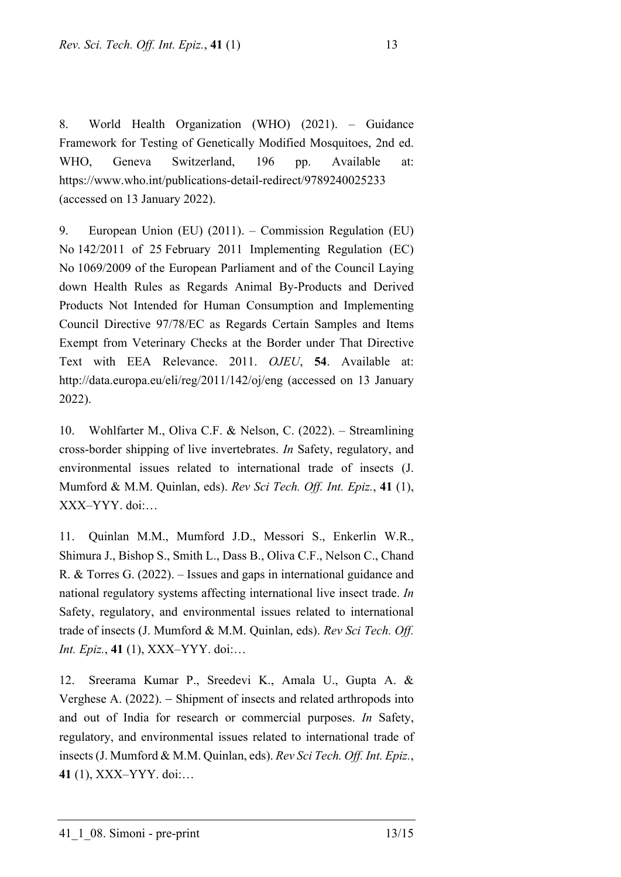8. World Health Organization (WHO) (2021). – Guidance Framework for Testing of Genetically Modified Mosquitoes, 2nd ed. WHO, Geneva Switzerland, 196 pp. Available at: https://www.who.int/publications-detail-redirect/9789240025233 (accessed on 13 January 2022).

9. European Union (EU) (2011). – Commission Regulation (EU) No 142/2011 of 25 February 2011 Implementing Regulation (EC) No 1069/2009 of the European Parliament and of the Council Laying down Health Rules as Regards Animal By-Products and Derived Products Not Intended for Human Consumption and Implementing Council Directive 97/78/EC as Regards Certain Samples and Items Exempt from Veterinary Checks at the Border under That Directive Text with EEA Relevance. 2011. *OJEU*, **54**. Available at: http://data.europa.eu/eli/reg/2011/142/oj/eng (accessed on 13 January 2022).

10. Wohlfarter M., Oliva C.F. & Nelson, C. (2022). – Streamlining cross-border shipping of live invertebrates. *In* Safety, regulatory, and environmental issues related to international trade of insects (J. Mumford & M.M. Quinlan, eds). *Rev Sci Tech. Off. Int. Epiz.*, **41** (1), XXX–YYY. doi:…

11. Quinlan M.M., Mumford J.D., Messori S., Enkerlin W.R., Shimura J., Bishop S., Smith L., Dass B., Oliva C.F., Nelson C., Chand R. & Torres G. (2022). – Issues and gaps in international guidance and national regulatory systems affecting international live insect trade. *In* Safety, regulatory, and environmental issues related to international trade of insects (J. Mumford & M.M. Quinlan, eds). *Rev Sci Tech. Off. Int. Epiz.*, **41** (1), XXX–YYY. doi:…

12. Sreerama Kumar P., Sreedevi K., Amala U., Gupta A. & Verghese A. (2022). – Shipment of insects and related arthropods into and out of India for research or commercial purposes. *In* Safety, regulatory, and environmental issues related to international trade of insects (J. Mumford & M.M. Quinlan, eds). *Rev Sci Tech. Off. Int. Epiz.*, **41** (1), XXX–YYY. doi:…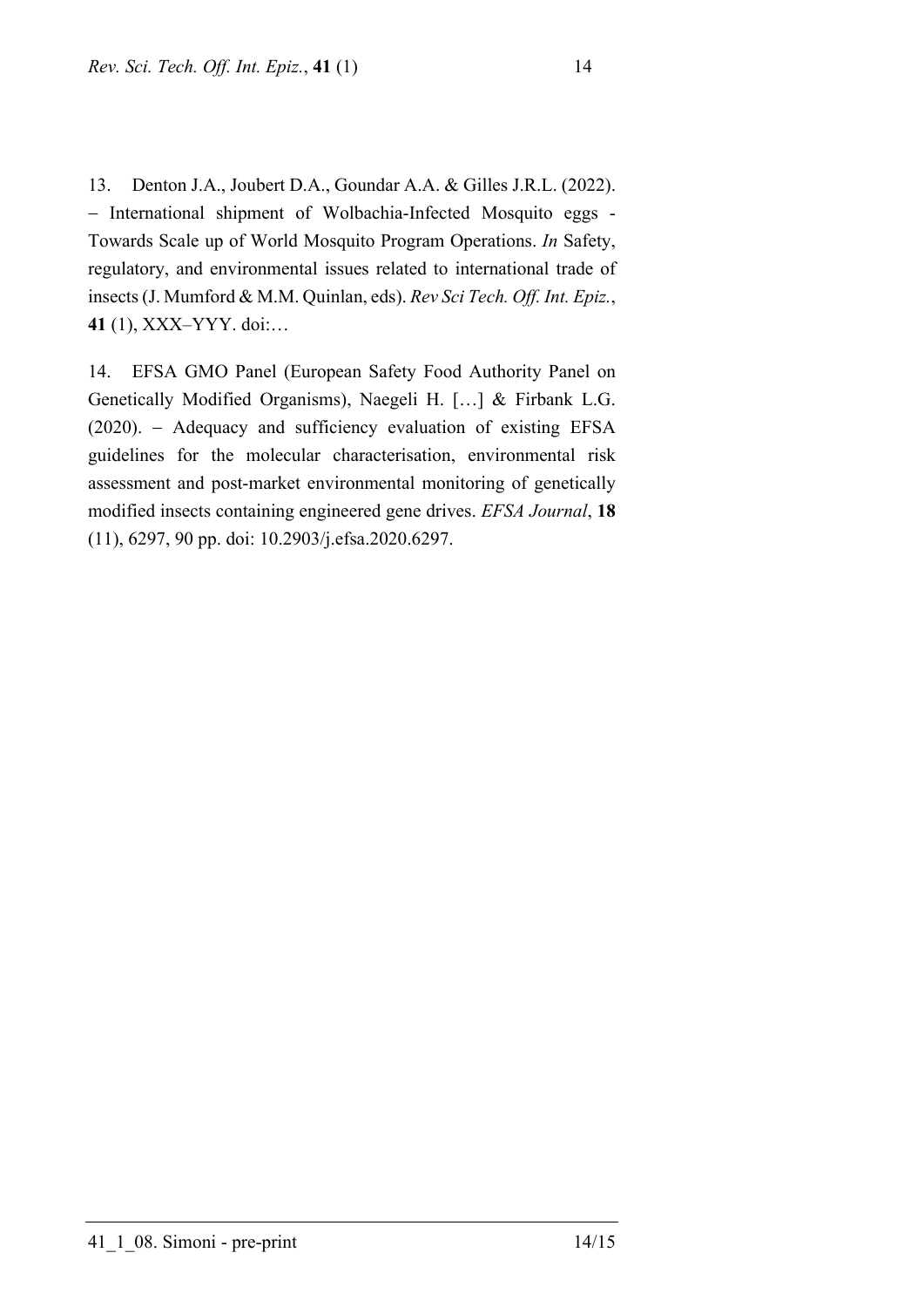13. Denton J.A., Joubert D.A., Goundar A.A. & Gilles J.R.L. (2022). – International shipment of Wolbachia-Infected Mosquito eggs - Towards Scale up of World Mosquito Program Operations. *In* Safety, regulatory, and environmental issues related to international trade of insects (J. Mumford & M.M. Quinlan, eds). *Rev Sci Tech. Off. Int. Epiz.*, **41** (1), XXX–YYY. doi:…

14. EFSA GMO Panel (European Safety Food Authority Panel on Genetically Modified Organisms), Naegeli H. […] & Firbank L.G. (2020). – Adequacy and sufficiency evaluation of existing EFSA guidelines for the molecular characterisation, environmental risk assessment and post-market environmental monitoring of genetically modified insects containing engineered gene drives. *EFSA Journal*, **18** (11), 6297, 90 pp. doi: 10.2903/j.efsa.2020.6297.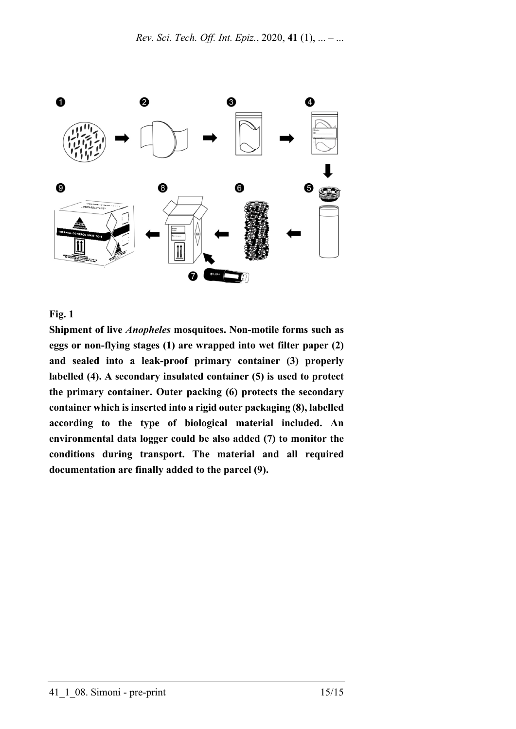**Fig. 1**

**Shipment of live *Anopheles* mosquitoes. Non-motile forms such as eggs or non-flying stages (1) are wrapped into wet filter paper (2) and sealed into a leak-proof primary container (3) properly labelled (4). A secondary insulated container (5) is used to protect the primary container. Outer packing (6) protects the secondary container which is inserted into a rigid outer packaging (8), labelled according to the type of biological material included. An environmental data logger could be also added (7) to monitor the conditions during transport. The material and all required documentation are finally added to the parcel (9).**